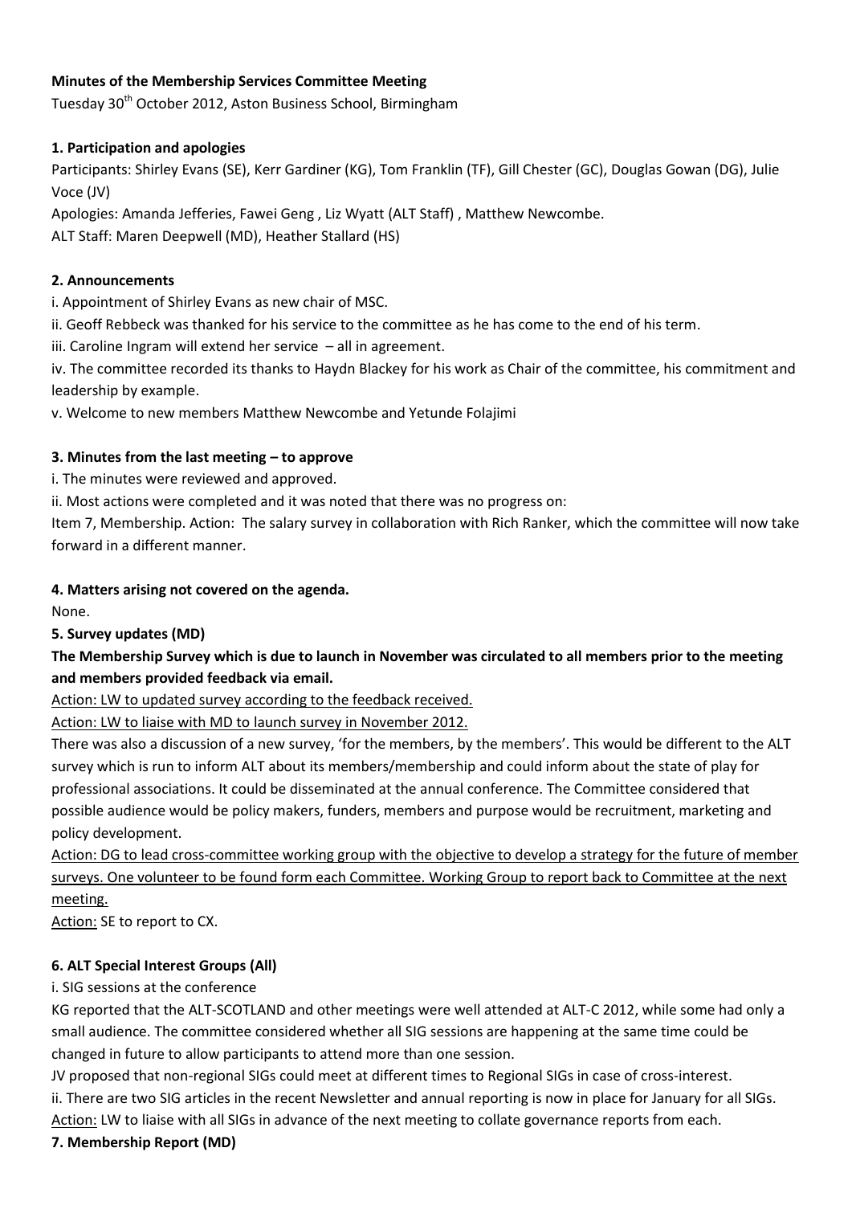**Minutes of the Membership Services Committee Meeting**

Tuesday 30th October 2012, Aston Business School, Birmingham

**1. Participation and apologies**

Participants: Shirley Evans (SE), Kerr Gardiner (KG), Tom Franklin (TF), Gill Chester (GC), Douglas Gowan (DG), Julie Voce (JV)

Apologies: Amanda Jefferies, Fawei Geng , Liz Wyatt (ALT Staff) , Matthew Newcombe.

ALT Staff: Maren Deepwell (MD), Heather Stallard (HS)

**2. Announcements**

i. Appointment of Shirley Evans as new chair of MSC.

ii. Geoff Rebbeck was thanked for his service to the committee as he has come to the end of his term.

iii. Caroline Ingram will extend her service – all in agreement.

iv. The committee recorded its thanks to Haydn Blackey for his work as Chair of the committee, his commitment and leadership by example.

v. Welcome to new members Matthew Newcombe and Yetunde Folajimi

**3. Minutes from the last meeting – to approve**

i. The minutes were reviewed and approved.

ii. Most actions were completed and it was noted that there was no progress on:

Item 7, Membership. Action: The salary survey in collaboration with Rich Ranker, which the committee will now take forward in a different manner.

**4. Matters arising not covered on the agenda.**

None.

**5. Survey updates (MD)**

**The Membership Survey which is due to launch in November was circulated to all members prior to the meeting and members provided feedback via email.**

Action: LW to updated survey according to the feedback received.

Action: LW to liaise with MD to launch survey in November 2012.

There was also a discussion of a new survey, 'for the members, by the members'. This would be different to the ALT survey which is run to inform ALT about its members/membership and could inform about the state of play for professional associations. It could be disseminated at the annual conference. The Committee considered that possible audience would be policy makers, funders, members and purpose would be recruitment, marketing and policy development.

Action: DG to lead cross-committee working group with the objective to develop a strategy for the future of member surveys. One volunteer to be found form each Committee. Working Group to report back to Committee at the next meeting.

Action: SE to report to CX.

**6. ALT Special Interest Groups (All)**

i. SIG sessions at the conference

KG reported that the ALT-SCOTLAND and other meetings were well attended at ALT-C 2012, while some had only a small audience. The committee considered whether all SIG sessions are happening at the same time could be changed in future to allow participants to attend more than one session.

JV proposed that non-regional SIGs could meet at different times to Regional SIGs in case of cross-interest.

ii. There are two SIG articles in the recent Newsletter and annual reporting is now in place for January for all SIGs.

Action: LW to liaise with all SIGs in advance of the next meeting to collate governance reports from each.

**7. Membership Report (MD)**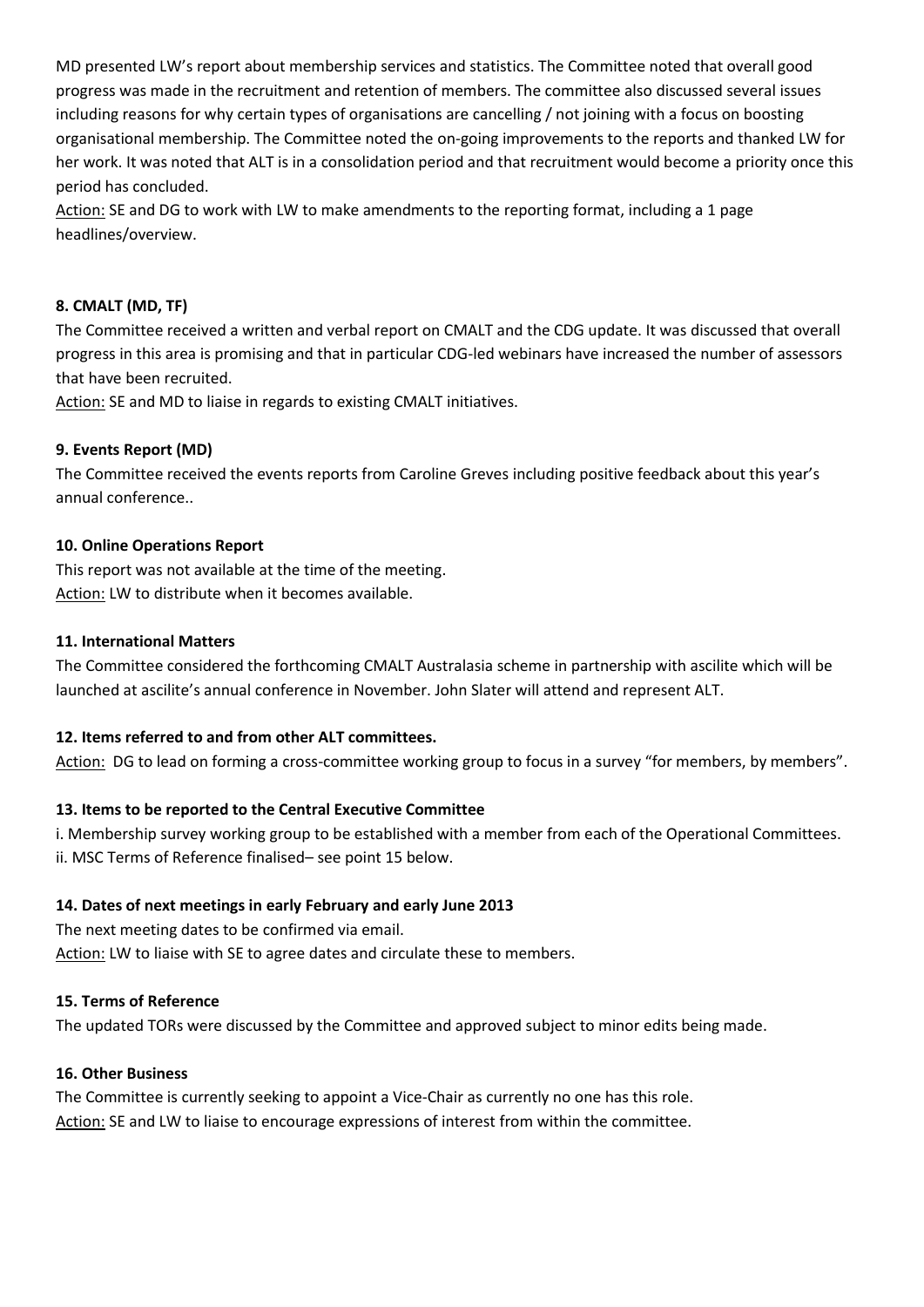MD presented LW's report about membership services and statistics. The Committee noted that overall good progress was made in the recruitment and retention of members. The committee also discussed several issues including reasons for why certain types of organisations are cancelling / not joining with a focus on boosting organisational membership. The Committee noted the on-going improvements to the reports and thanked LW for her work. It was noted that ALT is in a consolidation period and that recruitment would become a priority once this period has concluded.

Action: SE and DG to work with LW to make amendments to the reporting format, including a 1 page headlines/overview.

**8. CMALT (MD, TF)**

The Committee received a written and verbal report on CMALT and the CDG update. It was discussed that overall progress in this area is promising and that in particular CDG-led webinars have increased the number of assessors that have been recruited.

Action: SE and MD to liaise in regards to existing CMALT initiatives.

**9. Events Report (MD)**

The Committee received the events reports from Caroline Greves including positive feedback about this year's annual conference..

**10. Online Operations Report**

This report was not available at the time of the meeting.

Action: LW to distribute when it becomes available.

**11. International Matters**

The Committee considered the forthcoming CMALT Australasia scheme in partnership with ascilite which will be launched at ascilite's annual conference in November. John Slater will attend and represent ALT.

**12. Items referred to and from other ALT committees.**

Action: DG to lead on forming a cross-committee working group to focus in a survey "for members, by members".

**13. Items to be reported to the Central Executive Committee**

i. Membership survey working group to be established with a member from each of the Operational Committees.

ii. MSC Terms of Reference finalised– see point 15 below.

**14. Dates of next meetings in early February and early June 2013**

The next meeting dates to be confirmed via email.

Action: LW to liaise with SE to agree dates and circulate these to members.

**15. Terms of Reference**

The updated TORs were discussed by the Committee and approved subject to minor edits being made.

**16. Other Business**

The Committee is currently seeking to appoint a Vice-Chair as currently no one has this role.

Action: SE and LW to liaise to encourage expressions of interest from within the committee.